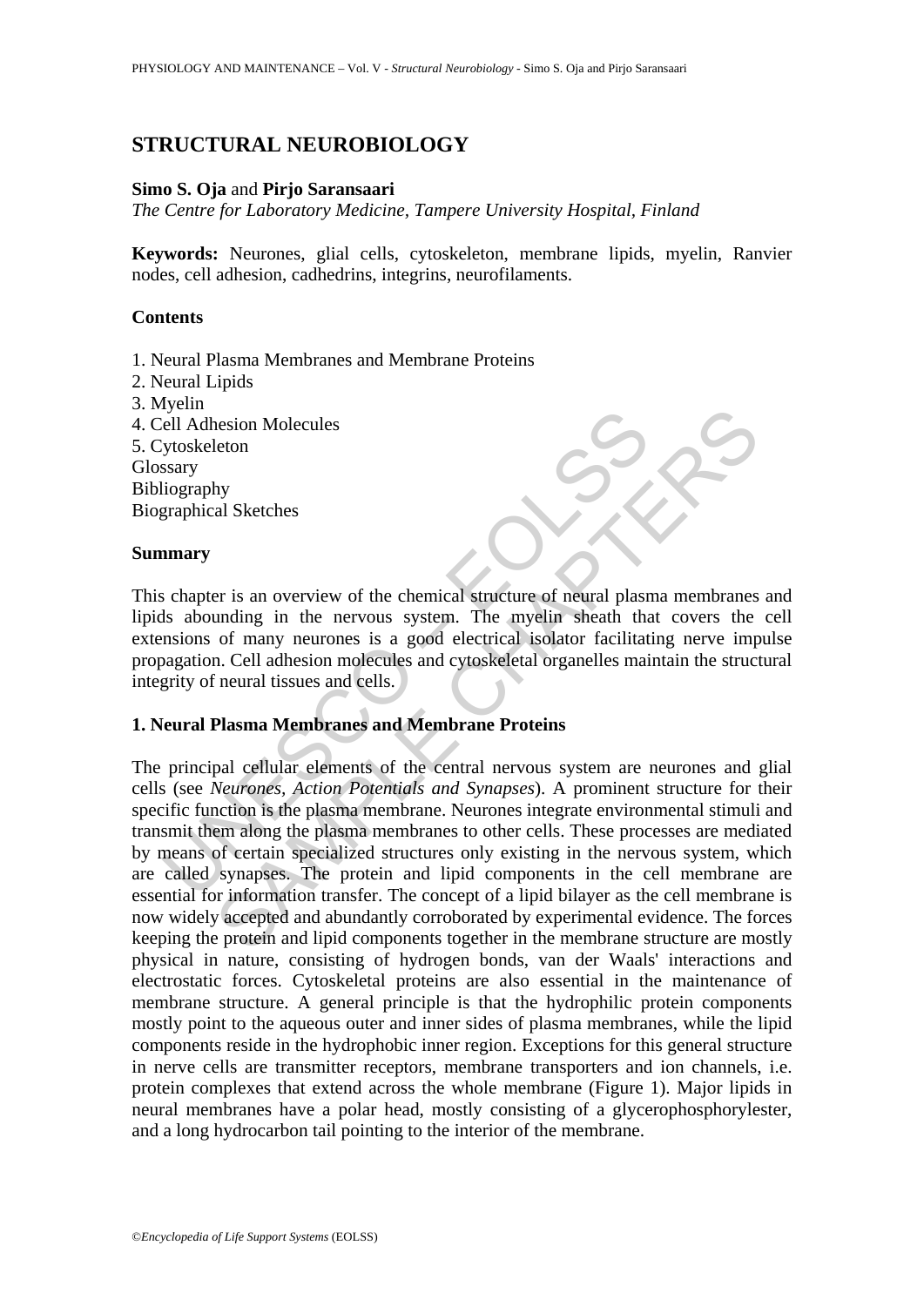# STRUCTURAL NEUROBIOLOGY

**Simo S. Oja** and **Pirjo Saransaari**

*The Centre for Laboratory Medicine, Tampere University Hospital, Finland*

**Keywords:** Neurones, glial cells, cytoskeleton, membrane lipids, myelin, Ranvier nodes, cell adhesion, cadhedrins, integrins, neurofilaments.

## Contents

1. Neural Plasma Membranes and Membrane Proteins
2. Neural Lipids
3. Myelin
4. Cell Adhesion Molecules
5. Cytoskeleton

Glossary
Bibliography
Biographical Sketches

## Summary

This chapter is an overview of the chemical structure of neural plasma membranes and lipids abounding in the nervous system. The myelin sheath that covers the cell extensions of many neurones is a good electrical isolator facilitating nerve impulse propagation. Cell adhesion molecules and cytoskeletal organelles maintain the structural integrity of neural tissues and cells.

## 1. Neural Plasma Membranes and Membrane Proteins

The principal cellular elements of the central nervous system are neurones and glial cells (see *Neurones, Action Potentials and Synapses*). A prominent structure for their specific function is the plasma membrane. Neurones integrate environmental stimuli and transmit them along the plasma membranes to other cells. These processes are mediated by means of certain specialized structures only existing in the nervous system, which are called synapses. The protein and lipid components in the cell membrane are essential for information transfer. The concept of a lipid bilayer as the cell membrane is now widely accepted and abundantly corroborated by experimental evidence. The forces keeping the protein and lipid components together in the membrane structure are mostly physical in nature, consisting of hydrogen bonds, van der Waals' interactions and electrostatic forces. Cytoskeletal proteins are also essential in the maintenance of membrane structure. A general principle is that the hydrophilic protein components mostly point to the aqueous outer and inner sides of plasma membranes, while the lipid components reside in the hydrophobic inner region. Exceptions for this general structure in nerve cells are transmitter receptors, membrane transporters and ion channels, i.e. protein complexes that extend across the whole membrane (Figure 1). Major lipids in neural membranes have a polar head, mostly consisting of a glycerophosphorylester, and a long hydrocarbon tail pointing to the interior of the membrane.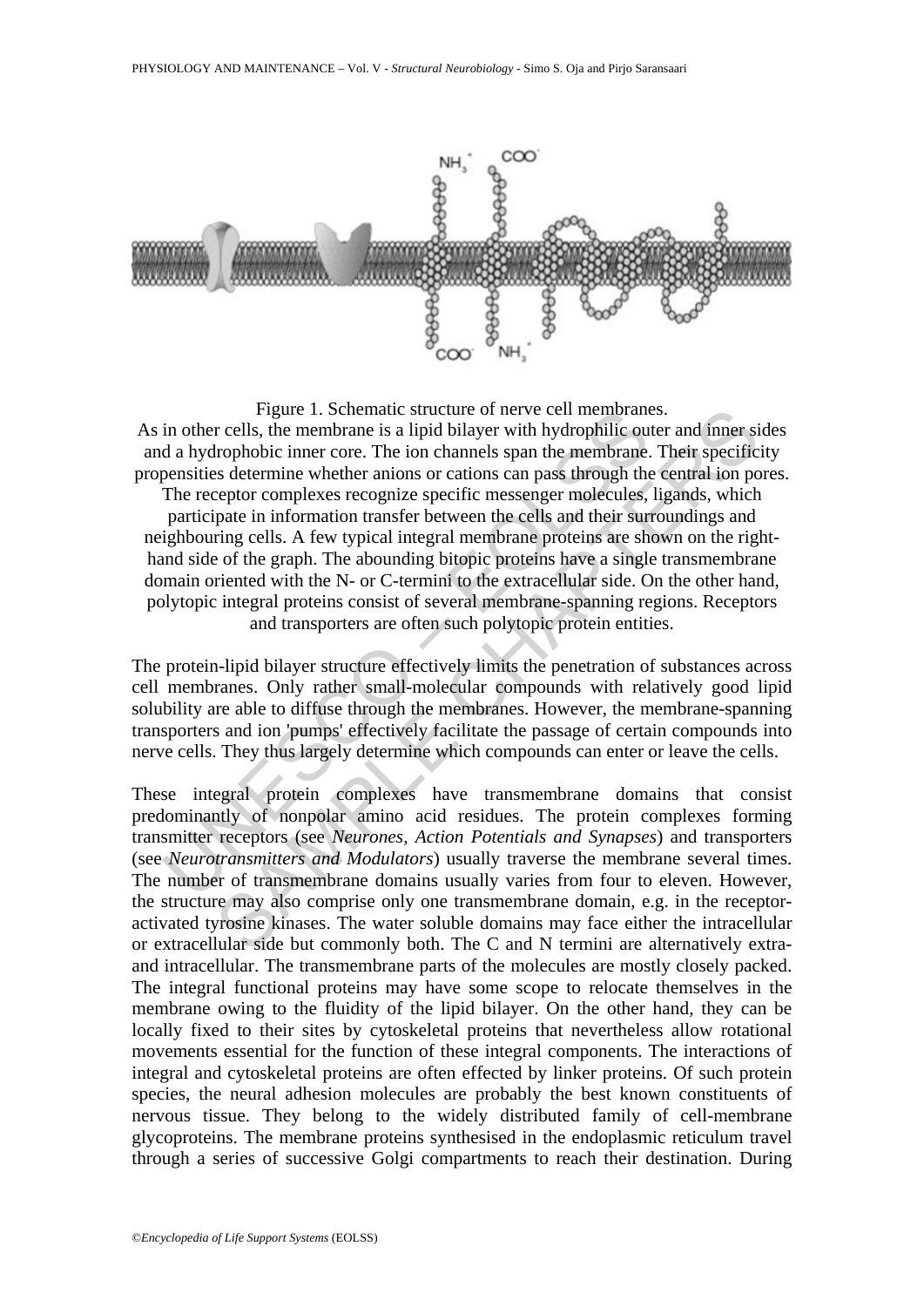Figure 1. Schematic structure of nerve cell membranes.
As in other cells, the membrane is a lipid bilayer with hydrophilic outer and inner sides and a hydrophobic inner core. The ion channels span the membrane. Their specificity propensities determine whether anions or cations can pass through the central ion pores. The receptor complexes recognize specific messenger molecules, ligands, which participate in information transfer between the cells and their surroundings and neighbouring cells. A few typical integral membrane proteins are shown on the right-hand side of the graph. The abounding bitopic proteins have a single transmembrane domain oriented with the N- or C-termini to the extracellular side. On the other hand, polytopic integral proteins consist of several membrane-spanning regions. Receptors and transporters are often such polytopic protein entities.

The protein-lipid bilayer structure effectively limits the penetration of substances across cell membranes. Only rather small-molecular compounds with relatively good lipid solubility are able to diffuse through the membranes. However, the membrane-spanning transporters and ion 'pumps' effectively facilitate the passage of certain compounds into nerve cells. They thus largely determine which compounds can enter or leave the cells.

These integral protein complexes have transmembrane domains that consist predominantly of nonpolar amino acid residues. The protein complexes forming transmitter receptors (see *Neurones, Action Potentials and Synapses*) and transporters (see *Neurotransmitters and Modulators*) usually traverse the membrane several times. The number of transmembrane domains usually varies from four to eleven. However, the structure may also comprise only one transmembrane domain, e.g. in the receptor-activated tyrosine kinases. The water soluble domains may face either the intracellular or extracellular side but commonly both. The C and N termini are alternatively extra- and intracellular. The transmembrane parts of the molecules are mostly closely packed. The integral functional proteins may have some scope to relocate themselves in the membrane owing to the fluidity of the lipid bilayer. On the other hand, they can be locally fixed to their sites by cytoskeletal proteins that nevertheless allow rotational movements essential for the function of these integral components. The interactions of integral and cytoskeletal proteins are often effected by linker proteins. Of such protein species, the neural adhesion molecules are probably the best known constituents of nervous tissue. They belong to the widely distributed family of cell-membrane glycoproteins. The membrane proteins synthesised in the endoplasmic reticulum travel through a series of successive Golgi compartments to reach their destination. During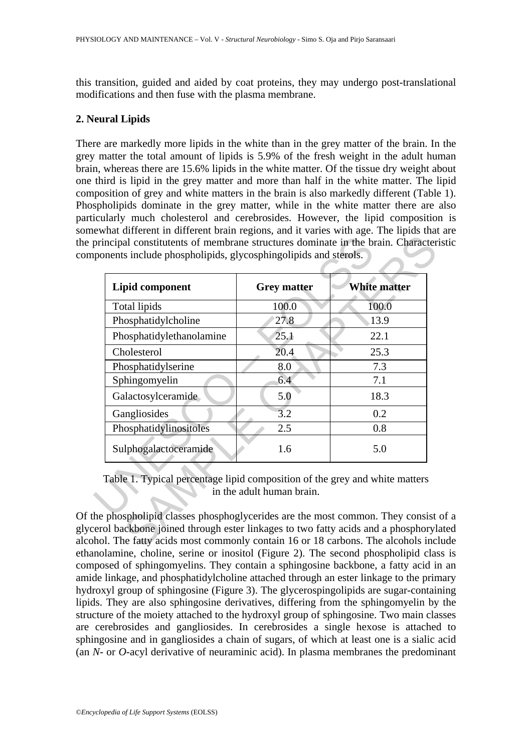this transition, guided and aided by coat proteins, they may undergo post-translational modifications and then fuse with the plasma membrane.

## 2. Neural Lipids

There are markedly more lipids in the white than in the grey matter of the brain. In the grey matter the total amount of lipids is 5.9% of the fresh weight in the adult human brain, whereas there are 15.6% lipids in the white matter. Of the tissue dry weight about one third is lipid in the grey matter and more than half in the white matter. The lipid composition of grey and white matters in the brain is also markedly different (Table 1). Phospholipids dominate in the grey matter, while in the white matter there are also particularly much cholesterol and cerebrosides. However, the lipid composition is somewhat different in different brain regions, and it varies with age. The lipids that are the principal constitutents of membrane structures dominate in the brain. Characteristic components include phospholipids, glycosphingolipids and sterols.

| Lipid component | Grey matter | White matter |
|---|---|---|
| Total lipids | 100.0 | 100.0 |
| Phosphatidylcholine | 27.8 | 13.9 |
| Phosphatidylethanolamine | 25.1 | 22.1 |
| Cholesterol | 20.4 | 25.3 |
| Phosphatidylserine | 8.0 | 7.3 |
| Sphingomyelin | 6.4 | 7.1 |
| Galactosylceramide | 5.0 | 18.3 |
| Gangliosides | 3.2 | 0.2 |
| Phosphatidylinositoles | 2.5 | 0.8 |
| Sulphogalactoceramide | 1.6 | 5.0 |

Table 1. Typical percentage lipid composition of the grey and white matters in the adult human brain.

Of the phospholipid classes phosphoglycerides are the most common. They consist of a glycerol backbone joined through ester linkages to two fatty acids and a phosphorylated alcohol. The fatty acids most commonly contain 16 or 18 carbons. The alcohols include ethanolamine, choline, serine or inositol (Figure 2). The second phospholipid class is composed of sphingomyelins. They contain a sphingosine backbone, a fatty acid in an amide linkage, and phosphatidylcholine attached through an ester linkage to the primary hydroxyl group of sphingosine (Figure 3). The glycerospingolipids are sugar-containing lipids. They are also sphingosine derivatives, differing from the sphingomyelin by the structure of the moiety attached to the hydroxyl group of sphingosine. Two main classes are cerebrosides and gangliosides. In cerebrosides a single hexose is attached to sphingosine and in gangliosides a chain of sugars, of which at least one is a sialic acid (an *N*- or *O*-acyl derivative of neuraminic acid). In plasma membranes the predominant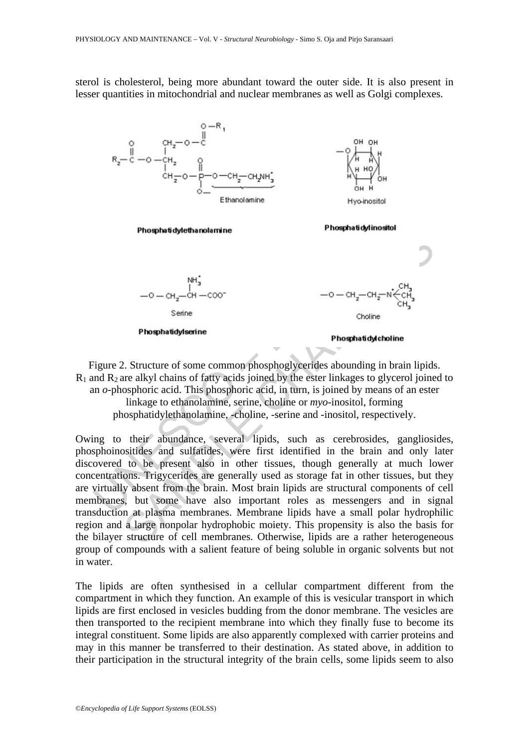sterol is cholesterol, being more abundant toward the outer side. It is also present in lesser quantities in mitochondrial and nuclear membranes as well as Golgi complexes.

Figure 2. Structure of some common phosphoglycerides abounding in brain lipids. $R_1$ and $R_2$ are alkyl chains of fatty acids joined by the ester linkages to glycerol joined to an *o*-phosphoric acid. This phosphoric acid, in turn, is joined by means of an ester linkage to ethanolamine, serine, choline or *myo*-inositol, forming phosphatidylethanolamine, -choline, -serine and -inositol, respectively.

Owing to their abundance, several lipids, such as cerebrosides, gangliosides, phosphoinositides and sulfatides, were first identified in the brain and only later discovered to be present also in other tissues, though generally at much lower concentrations. Trigycerides are generally used as storage fat in other tissues, but they are virtually absent from the brain. Most brain lipids are structural components of cell membranes, but some have also important roles as messengers and in signal transduction at plasma membranes. Membrane lipids have a small polar hydrophilic region and a large nonpolar hydrophobic moiety. This propensity is also the basis for the bilayer structure of cell membranes. Otherwise, lipids are a rather heterogeneous group of compounds with a salient feature of being soluble in organic solvents but not in water.

The lipids are often synthesised in a cellular compartment different from the compartment in which they function. An example of this is vesicular transport in which lipids are first enclosed in vesicles budding from the donor membrane. The vesicles are then transported to the recipient membrane into which they finally fuse to become its integral constituent. Some lipids are also apparently complexed with carrier proteins and may in this manner be transferred to their destination. As stated above, in addition to their participation in the structural integrity of the brain cells, some lipids seem to also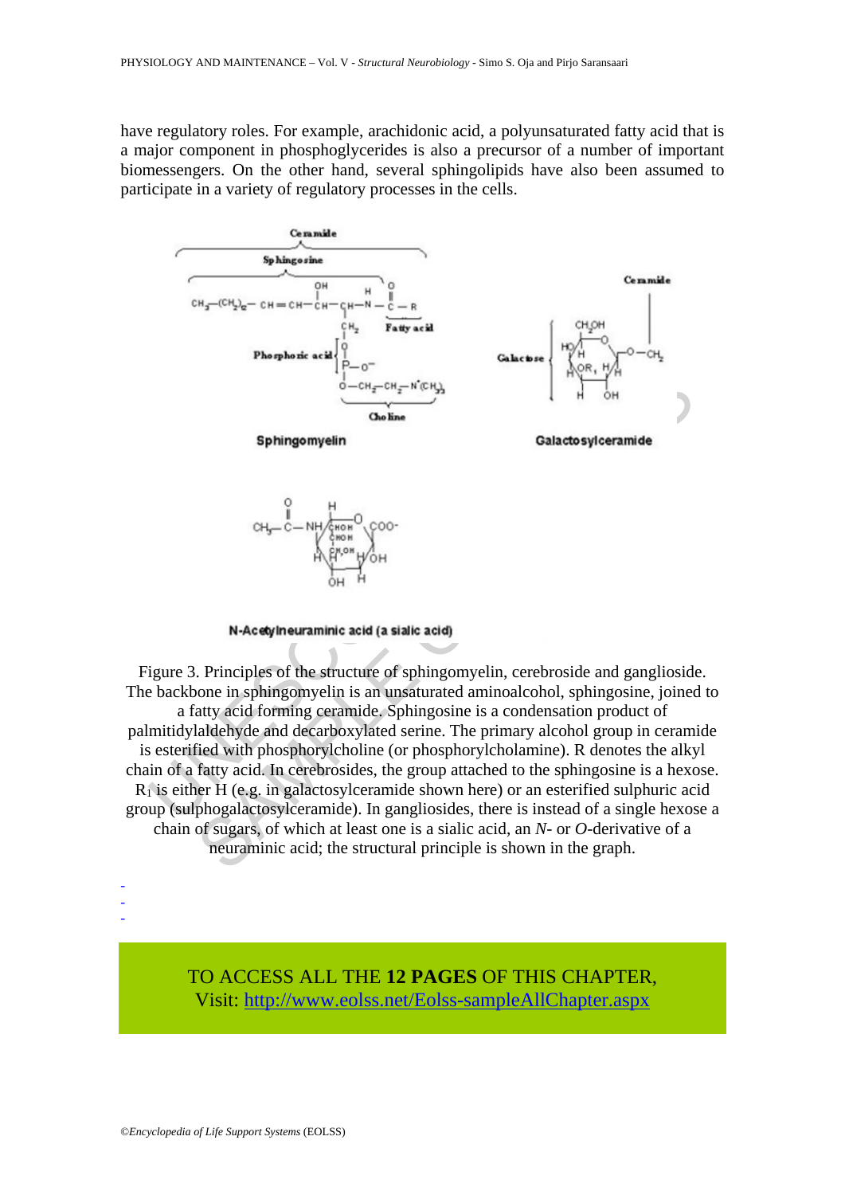have regulatory roles. For example, arachidonic acid, a polyunsaturated fatty acid that is a major component in phosphoglycerides is also a precursor of a number of important biomessengers. On the other hand, several sphingolipids have also been assumed to participate in a variety of regulatory processes in the cells.

Figure 3. Principles of the structure of sphingomyelin, cerebroside and ganglioside. The backbone in sphingomyelin is an unsaturated aminoalcohol, sphingosine, joined to a fatty acid forming ceramide. Sphingosine is a condensation product of palmitidylaldehyde and decarboxylated serine. The primary alcohol group in ceramide is esterified with phosphorylcholine (or phosphorylcholamine). R denotes the alkyl chain of a fatty acid. In cerebrosides, the group attached to the sphingosine is a hexose. $R_1$ is either H (e.g. in galactosylceramide shown here) or an esterified sulphuric acid group (sulphogalactosylceramide). In gangliosides, there is instead of a single hexose a chain of sugars, of which at least one is a sialic acid, an *N*- or *O*-derivative of a neuraminic acid; the structural principle is shown in the graph.

-
-
-

TO ACCESS ALL THE **12 PAGES** OF THIS CHAPTER,
Visit: http://www.eolss.net/Eolss-sampleAllChapter.aspx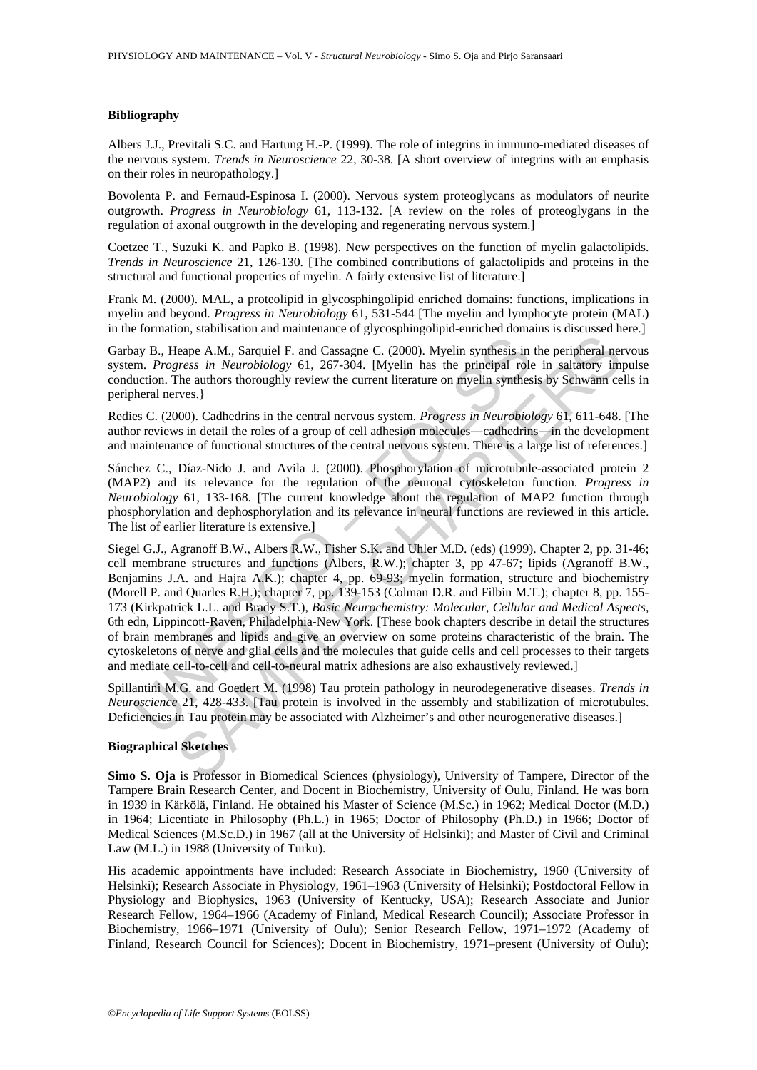### Bibliography

Albers J.J., Previtali S.C. and Hartung H.-P. (1999). The role of integrins in immuno-mediated diseases of the nervous system. *Trends in Neuroscience* 22, 30-38. [A short overview of integrins with an emphasis on their roles in neuropathology.]

Bovolenta P. and Fernaud-Espinosa I. (2000). Nervous system proteoglycans as modulators of neurite outgrowth. *Progress in Neurobiology* 61, 113-132. [A review on the roles of proteoglygans in the regulation of axonal outgrowth in the developing and regenerating nervous system.]

Coetzee T., Suzuki K. and Papko B. (1998). New perspectives on the function of myelin galactolipids. *Trends in Neuroscience* 21, 126-130. [The combined contributions of galactolipids and proteins in the structural and functional properties of myelin. A fairly extensive list of literature.]

Frank M. (2000). MAL, a proteolipid in glycosphingolipid enriched domains: functions, implications in myelin and beyond. *Progress in Neurobiology* 61, 531-544 [The myelin and lymphocyte protein (MAL) in the formation, stabilisation and maintenance of glycosphingolipid-enriched domains is discussed here.]

Garbay B., Heape A.M., Sarquiel F. and Cassagne C. (2000). Myelin synthesis in the peripheral nervous system. *Progress in Neurobiology* 61, 267-304. [Myelin has the principal role in saltatory impulse conduction. The authors thoroughly review the current literature on myelin synthesis by Schwann cells in peripheral nerves.}

Redies C. (2000). Cadhedrins in the central nervous system. *Progress in Neurobiology* 61, 611-648. [The author reviews in detail the roles of a group of cell adhesion molecules—cadhedrins—in the development and maintenance of functional structures of the central nervous system. There is a large list of references.]

Sánchez C., Díaz-Nido J. and Avila J. (2000). Phosphorylation of microtubule-associated protein 2 (MAP2) and its relevance for the regulation of the neuronal cytoskeleton function. *Progress in Neurobiology* 61, 133-168. [The current knowledge about the regulation of MAP2 function through phosphorylation and dephosphorylation and its relevance in neural functions are reviewed in this article. The list of earlier literature is extensive.]

Siegel G.J., Agranoff B.W., Albers R.W., Fisher S.K. and Uhler M.D. (eds) (1999). Chapter 2, pp. 31-46; cell membrane structures and functions (Albers, R.W.); chapter 3, pp 47-67; lipids (Agranoff B.W., Benjamins J.A. and Hajra A.K.); chapter 4, pp. 69-93; myelin formation, structure and biochemistry (Morell P. and Quarles R.H.); chapter 7, pp. 139-153 (Colman D.R. and Filbin M.T.); chapter 8, pp. 155-173 (Kirkpatrick L.L. and Brady S.T.), *Basic Neurochemistry: Molecular, Cellular and Medical Aspects*, 6th edn, Lippincott-Raven, Philadelphia-New York. [These book chapters describe in detail the structures of brain membranes and lipids and give an overview on some proteins characteristic of the brain. The cytoskeletons of nerve and glial cells and the molecules that guide cells and cell processes to their targets and mediate cell-to-cell and cell-to-neural matrix adhesions are also exhaustively reviewed.]

Spillantini M.G. and Goedert M. (1998) Tau protein pathology in neurodegenerative diseases. *Trends in Neuroscience* 21, 428-433. [Tau protein is involved in the assembly and stabilization of microtubules. Deficiencies in Tau protein may be associated with Alzheimer's and other neurogenerative diseases.]

### Biographical Sketches

**Simo S. Oja** is Professor in Biomedical Sciences (physiology), University of Tampere, Director of the Tampere Brain Research Center, and Docent in Biochemistry, University of Oulu, Finland. He was born in 1939 in Kärkölä, Finland. He obtained his Master of Science (M.Sc.) in 1962; Medical Doctor (M.D.) in 1964; Licentiate in Philosophy (Ph.L.) in 1965; Doctor of Philosophy (Ph.D.) in 1966; Doctor of Medical Sciences (M.Sc.D.) in 1967 (all at the University of Helsinki); and Master of Civil and Criminal Law (M.L.) in 1988 (University of Turku).

His academic appointments have included: Research Associate in Biochemistry, 1960 (University of Helsinki); Research Associate in Physiology, 1961–1963 (University of Helsinki); Postdoctoral Fellow in Physiology and Biophysics, 1963 (University of Kentucky, USA); Research Associate and Junior Research Fellow, 1964–1966 (Academy of Finland, Medical Research Council); Associate Professor in Biochemistry, 1966–1971 (University of Oulu); Senior Research Fellow, 1971–1972 (Academy of Finland, Research Council for Sciences); Docent in Biochemistry, 1971–present (University of Oulu);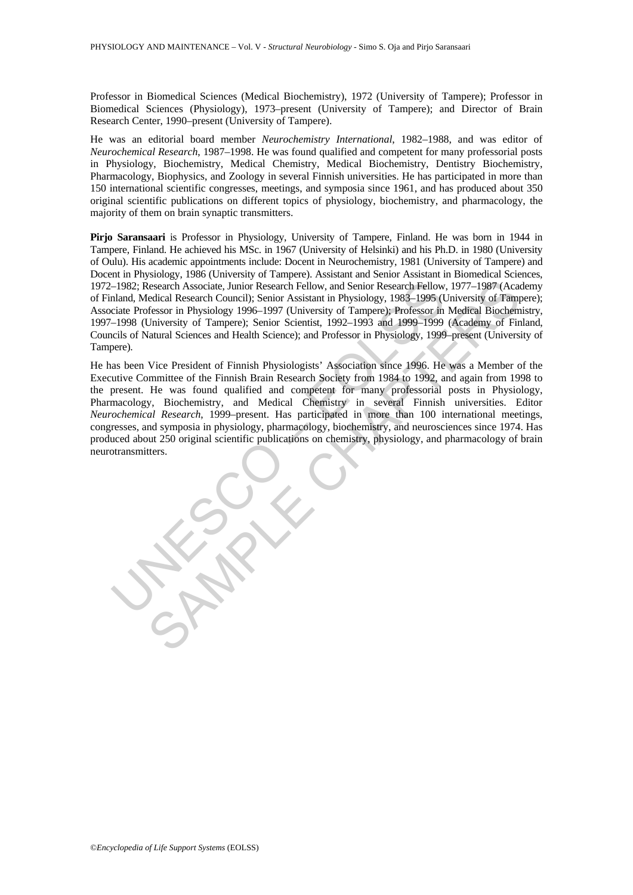Professor in Biomedical Sciences (Medical Biochemistry), 1972 (University of Tampere); Professor in Biomedical Sciences (Physiology), 1973–present (University of Tampere); and Director of Brain Research Center, 1990–present (University of Tampere).

He was an editorial board member *Neurochemistry International*, 1982–1988, and was editor of *Neurochemical Research*, 1987–1998. He was found qualified and competent for many professorial posts in Physiology, Biochemistry, Medical Chemistry, Medical Biochemistry, Dentistry Biochemistry, Pharmacology, Biophysics, and Zoology in several Finnish universities. He has participated in more than 150 international scientific congresses, meetings, and symposia since 1961, and has produced about 350 original scientific publications on different topics of physiology, biochemistry, and pharmacology, the majority of them on brain synaptic transmitters.

**Pirjo Saransaari** is Professor in Physiology, University of Tampere, Finland. He was born in 1944 in Tampere, Finland. He achieved his MSc. in 1967 (University of Helsinki) and his Ph.D. in 1980 (University of Oulu). His academic appointments include: Docent in Neurochemistry, 1981 (University of Tampere) and Docent in Physiology, 1986 (University of Tampere). Assistant and Senior Assistant in Biomedical Sciences, 1972–1982; Research Associate, Junior Research Fellow, and Senior Research Fellow, 1977–1987 (Academy of Finland, Medical Research Council); Senior Assistant in Physiology, 1983–1995 (University of Tampere); Associate Professor in Physiology 1996–1997 (University of Tampere); Professor in Medical Biochemistry, 1997–1998 (University of Tampere); Senior Scientist, 1992–1993 and 1999–1999 (Academy of Finland, Councils of Natural Sciences and Health Science); and Professor in Physiology, 1999–present (University of Tampere).

He has been Vice President of Finnish Physiologists' Association since 1996. He was a Member of the Executive Committee of the Finnish Brain Research Society from 1984 to 1992, and again from 1998 to the present. He was found qualified and competent for many professorial posts in Physiology, Pharmacology, Biochemistry, and Medical Chemistry in several Finnish universities. Editor *Neurochemical Research*, 1999–present. Has participated in more than 100 international meetings, congresses, and symposia in physiology, pharmacology, biochemistry, and neurosciences since 1974. Has produced about 250 original scientific publications on chemistry, physiology, and pharmacology of brain neurotransmitters.